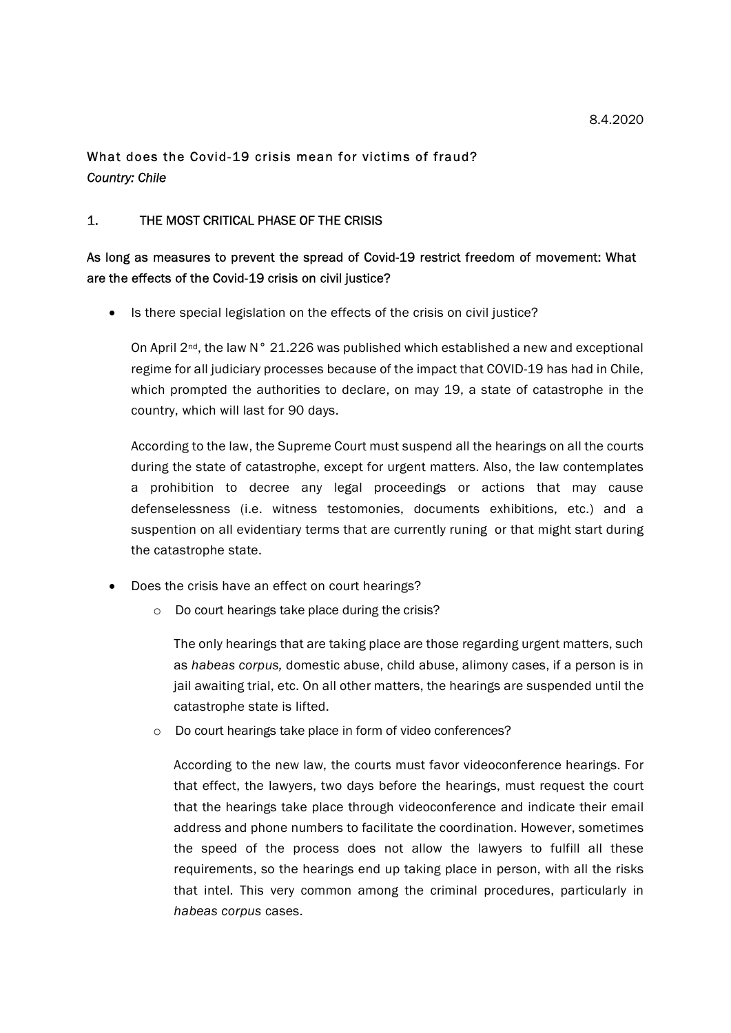8.4.2020

# What does the Covid-19 crisis mean for victims of fraud?

*Country: Chile*

## 1. THE MOST CRITICAL PHASE OF THE CRISIS

### As long as measures to prevent the spread of Covid-19 restrict freedom of movement: What are the effects of the Covid-19 crisis on civil justice?

- Is there special legislation on the effects of the crisis on civil justice?

  On April 2nd, the law N° 21.226 was published which established a new and exceptional regime for all judiciary processes because of the impact that COVID-19 has had in Chile, which prompted the authorities to declare, on may 19, a state of catastrophe in the country, which will last for 90 days.

  According to the law, the Supreme Court must suspend all the hearings on all the courts during the state of catastrophe, except for urgent matters. Also, the law contemplates a prohibition to decree any legal proceedings or actions that may cause defenselessness (i.e. witness testomonies, documents exhibitions, etc.) and a suspention on all evidentiary terms that are currently runing or that might start during the catastrophe state.

- Does the crisis have an effect on court hearings?
  - Do court hearings take place during the crisis?

    The only hearings that are taking place are those regarding urgent matters, such as *habeas corpus,* domestic abuse, child abuse, alimony cases, if a person is in jail awaiting trial, etc. On all other matters, the hearings are suspended until the catastrophe state is lifted.

  - Do court hearings take place in form of video conferences?

    According to the new law, the courts must favor videoconference hearings. For that effect, the lawyers, two days before the hearings, must request the court that the hearings take place through videoconference and indicate their email address and phone numbers to facilitate the coordination. However, sometimes the speed of the process does not allow the lawyers to fulfill all these requirements, so the hearings end up taking place in person, with all the risks that intel. This very common among the criminal procedures, particularly in *habeas corpus* cases.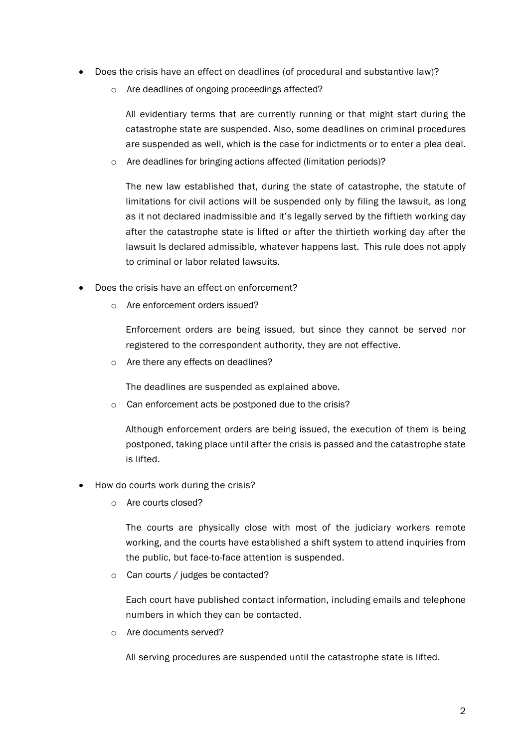- Does the crisis have an effect on deadlines (of procedural and substantive law)?
  - Are deadlines of ongoing proceedings affected?

    All evidentiary terms that are currently running or that might start during the catastrophe state are suspended. Also, some deadlines on criminal procedures are suspended as well, which is the case for indictments or to enter a plea deal.

  - Are deadlines for bringing actions affected (limitation periods)?

    The new law established that, during the state of catastrophe, the statute of limitations for civil actions will be suspended only by filing the lawsuit, as long as it not declared inadmissible and it's legally served by the fiftieth working day after the catastrophe state is lifted or after the thirtieth working day after the lawsuit Is declared admissible, whatever happens last. This rule does not apply to criminal or labor related lawsuits.

- Does the crisis have an effect on enforcement?
  - Are enforcement orders issued?

    Enforcement orders are being issued, but since they cannot be served nor registered to the correspondent authority, they are not effective.

  - Are there any effects on deadlines?

    The deadlines are suspended as explained above.

  - Can enforcement acts be postponed due to the crisis?

    Although enforcement orders are being issued, the execution of them is being postponed, taking place until after the crisis is passed and the catastrophe state is lifted.

- How do courts work during the crisis?
  - Are courts closed?

    The courts are physically close with most of the judiciary workers remote working, and the courts have established a shift system to attend inquiries from the public, but face-to-face attention is suspended.

  - Can courts / judges be contacted?

    Each court have published contact information, including emails and telephone numbers in which they can be contacted.

  - Are documents served?

    All serving procedures are suspended until the catastrophe state is lifted.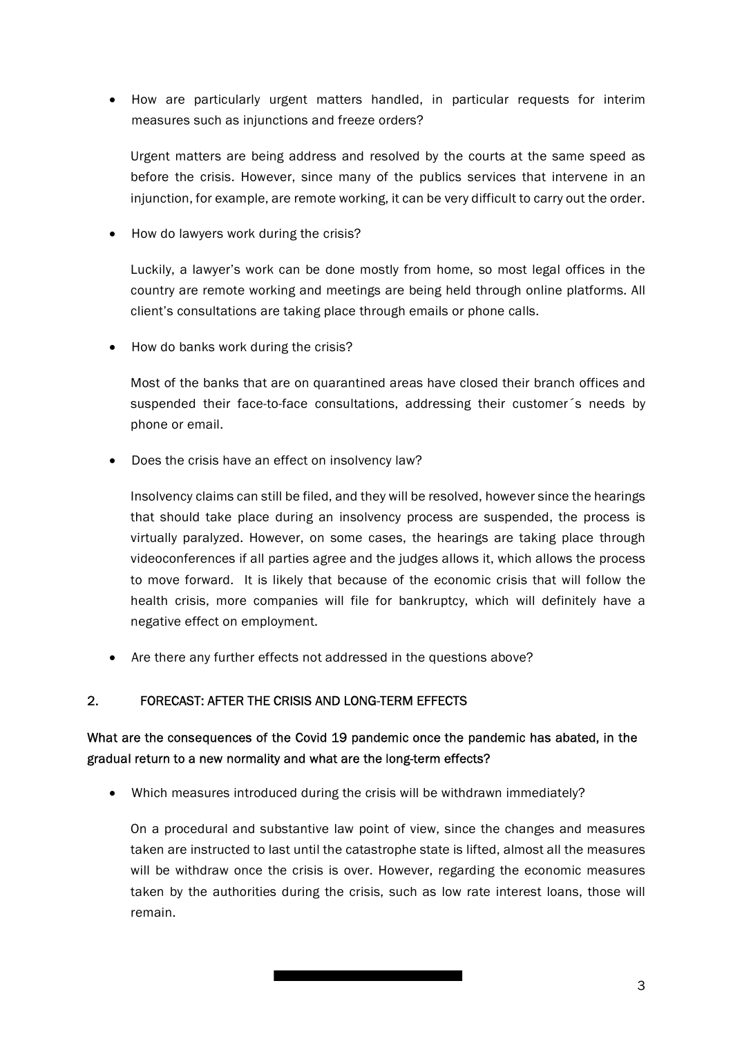- How are particularly urgent matters handled, in particular requests for interim measures such as injunctions and freeze orders?

  Urgent matters are being address and resolved by the courts at the same speed as before the crisis. However, since many of the publics services that intervene in an injunction, for example, are remote working, it can be very difficult to carry out the order.

- How do lawyers work during the crisis?

  Luckily, a lawyer's work can be done mostly from home, so most legal offices in the country are remote working and meetings are being held through online platforms. All client's consultations are taking place through emails or phone calls.

- How do banks work during the crisis?

  Most of the banks that are on quarantined areas have closed their branch offices and suspended their face-to-face consultations, addressing their customer´s needs by phone or email.

- Does the crisis have an effect on insolvency law?

  Insolvency claims can still be filed, and they will be resolved, however since the hearings that should take place during an insolvency process are suspended, the process is virtually paralyzed. However, on some cases, the hearings are taking place through videoconferences if all parties agree and the judges allows it, which allows the process to move forward. It is likely that because of the economic crisis that will follow the health crisis, more companies will file for bankruptcy, which will definitely have a negative effect on employment.

- Are there any further effects not addressed in the questions above?

## 2. FORECAST: AFTER THE CRISIS AND LONG-TERM EFFECTS

**What are the consequences of the Covid 19 pandemic once the pandemic has abated, in the gradual return to a new normality and what are the long-term effects?**

- Which measures introduced during the crisis will be withdrawn immediately?

  On a procedural and substantive law point of view, since the changes and measures taken are instructed to last until the catastrophe state is lifted, almost all the measures will be withdraw once the crisis is over. However, regarding the economic measures taken by the authorities during the crisis, such as low rate interest loans, those will remain.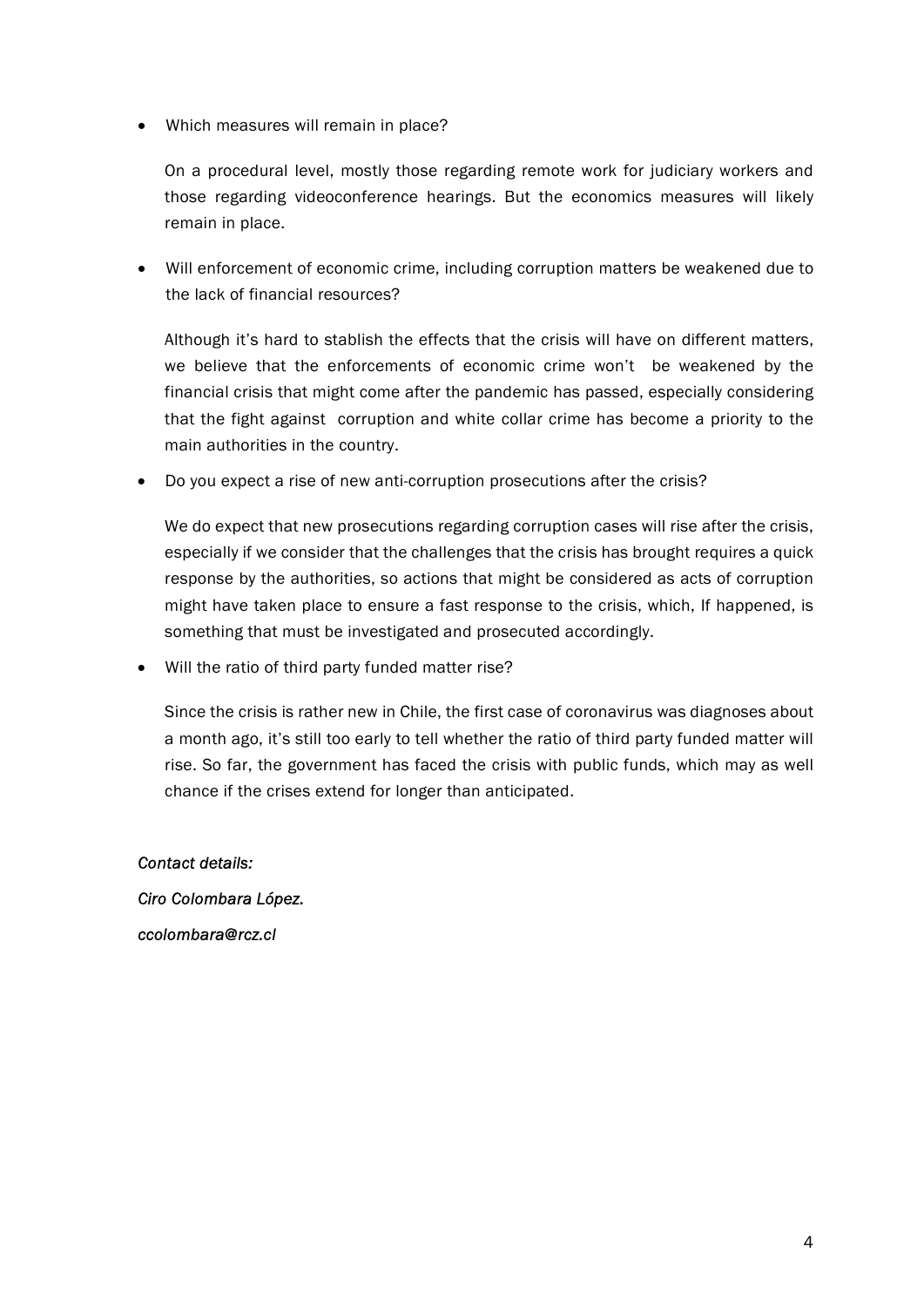- Which measures will remain in place?

  On a procedural level, mostly those regarding remote work for judiciary workers and those regarding videoconference hearings. But the economics measures will likely remain in place.

- Will enforcement of economic crime, including corruption matters be weakened due to the lack of financial resources?

  Although it's hard to stablish the effects that the crisis will have on different matters, we believe that the enforcements of economic crime won't be weakened by the financial crisis that might come after the pandemic has passed, especially considering that the fight against corruption and white collar crime has become a priority to the main authorities in the country.

- Do you expect a rise of new anti-corruption prosecutions after the crisis?

  We do expect that new prosecutions regarding corruption cases will rise after the crisis, especially if we consider that the challenges that the crisis has brought requires a quick response by the authorities, so actions that might be considered as acts of corruption might have taken place to ensure a fast response to the crisis, which, If happened, is something that must be investigated and prosecuted accordingly.

- Will the ratio of third party funded matter rise?

  Since the crisis is rather new in Chile, the first case of coronavirus was diagnoses about a month ago, it's still too early to tell whether the ratio of third party funded matter will rise. So far, the government has faced the crisis with public funds, which may as well chance if the crises extend for longer than anticipated.

*Contact details:*

*Ciro Colombara López.*

*ccolombara@rcz.cl*